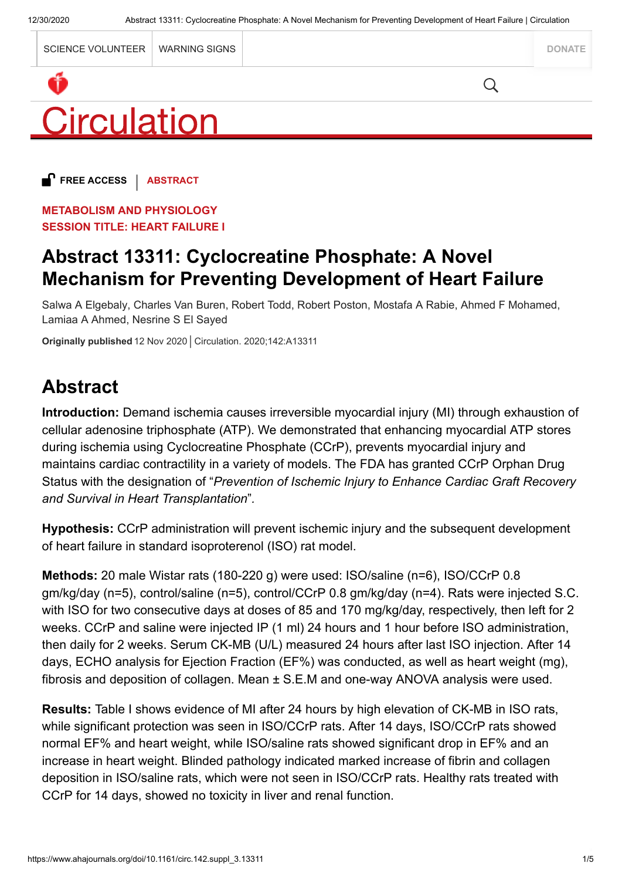FREE ACCESS | ABSTRACT

METABOLISM AND PHYSIOLOGY
SESSION TITLE: HEART FAILURE I

# Abstract 13311: Cyclocreatine Phosphate: A Novel Mechanism for Preventing Development of Heart Failure

Salwa A Elgebaly, Charles Van Buren, Robert Todd, Robert Poston, Mostafa A Rabie, Ahmed F Mohamed, Lamiaa A Ahmed, Nesrine S El Sayed

**Originally published** 12 Nov 2020 | Circulation. 2020;142:A13311

## Abstract

**Introduction:** Demand ischemia causes irreversible myocardial injury (MI) through exhaustion of cellular adenosine triphosphate (ATP). We demonstrated that enhancing myocardial ATP stores during ischemia using Cyclocreatine Phosphate (CCrP), prevents myocardial injury and maintains cardiac contractility in a variety of models. The FDA has granted CCrP Orphan Drug Status with the designation of "*Prevention of Ischemic Injury to Enhance Cardiac Graft Recovery and Survival in Heart Transplantation*".

**Hypothesis:** CCrP administration will prevent ischemic injury and the subsequent development of heart failure in standard isoproterenol (ISO) rat model.

**Methods:** 20 male Wistar rats (180-220 g) were used: ISO/saline (n=6), ISO/CCrP 0.8 gm/kg/day (n=5), control/saline (n=5), control/CCrP 0.8 gm/kg/day (n=4). Rats were injected S.C. with ISO for two consecutive days at doses of 85 and 170 mg/kg/day, respectively, then left for 2 weeks. CCrP and saline were injected IP (1 ml) 24 hours and 1 hour before ISO administration, then daily for 2 weeks. Serum CK-MB (U/L) measured 24 hours after last ISO injection. After 14 days, ECHO analysis for Ejection Fraction (EF%) was conducted, as well as heart weight (mg), fibrosis and deposition of collagen. Mean ± S.E.M and one-way ANOVA analysis were used.

**Results:** Table I shows evidence of MI after 24 hours by high elevation of CK-MB in ISO rats, while significant protection was seen in ISO/CCrP rats. After 14 days, ISO/CCrP rats showed normal EF% and heart weight, while ISO/saline rats showed significant drop in EF% and an increase in heart weight. Blinded pathology indicated marked increase of fibrin and collagen deposition in ISO/saline rats, which were not seen in ISO/CCrP rats. Healthy rats treated with CCrP for 14 days, showed no toxicity in liver and renal function.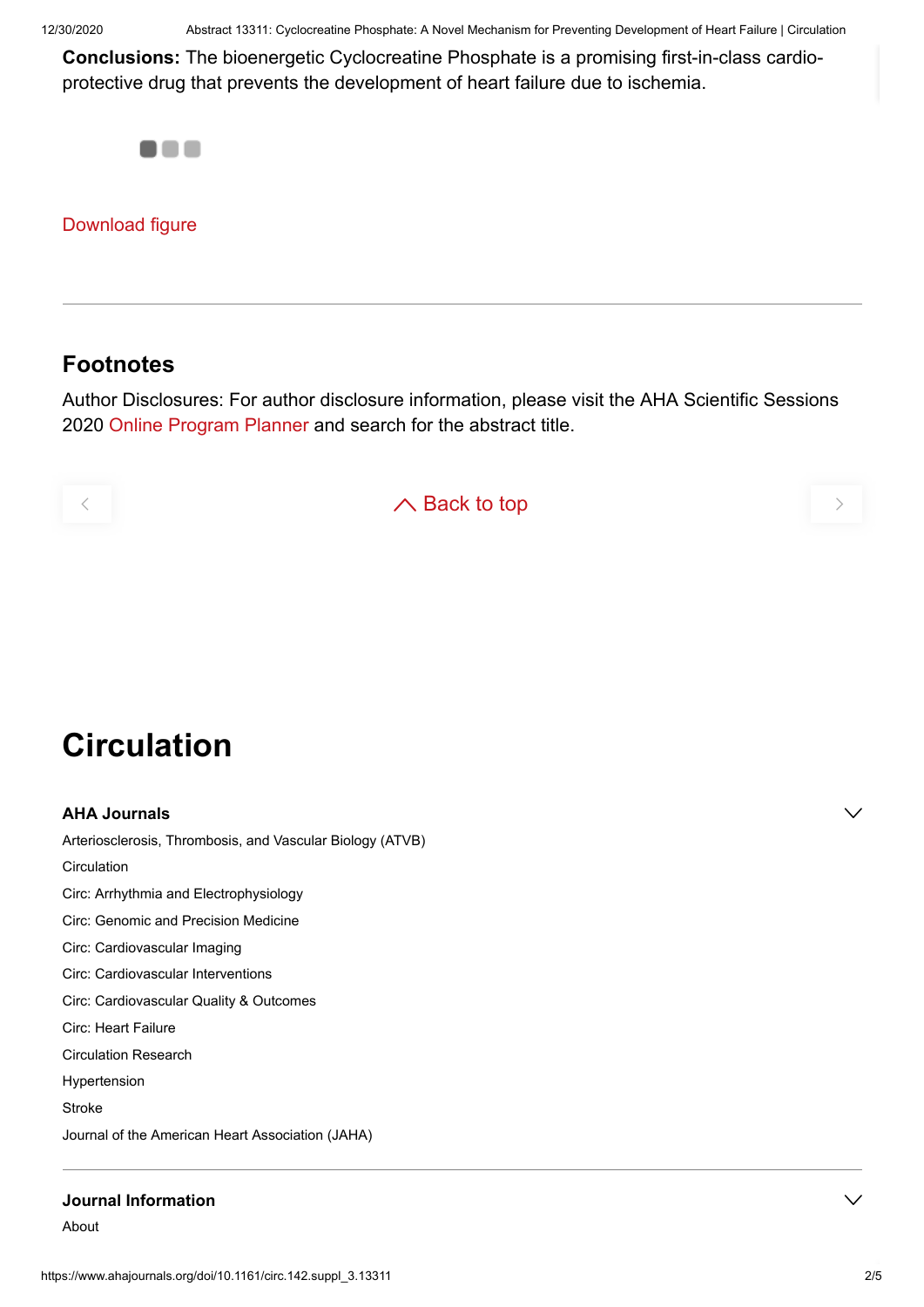**Conclusions:** The bioenergetic Cyclocreatine Phosphate is a promising first-in-class cardio-protective drug that prevents the development of heart failure due to ischemia.

Download figure

## Footnotes

Author Disclosures: For author disclosure information, please visit the AHA Scientific Sessions 2020 Online Program Planner and search for the abstract title.

Back to top

# Circulation

### AHA Journals

Arteriosclerosis, Thrombosis, and Vascular Biology (ATVB)

Circulation

Circ: Arrhythmia and Electrophysiology

Circ: Genomic and Precision Medicine

Circ: Cardiovascular Imaging

Circ: Cardiovascular Interventions

Circ: Cardiovascular Quality & Outcomes

Circ: Heart Failure

Circulation Research

Hypertension

Stroke

Journal of the American Heart Association (JAHA)

### Journal Information

About